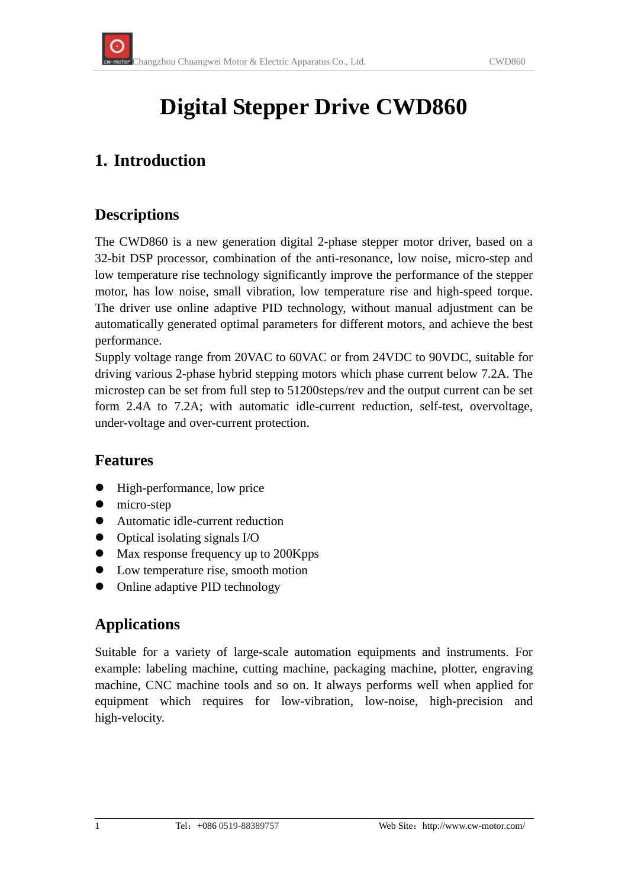# Digital Stepper Drive CWD860

## 1. Introduction

### Descriptions

The CWD860 is a new generation digital 2-phase stepper motor driver, based on a 32-bit DSP processor, combination of the anti-resonance, low noise, micro-step and low temperature rise technology significantly improve the performance of the stepper motor, has low noise, small vibration, low temperature rise and high-speed torque. The driver use online adaptive PID technology, without manual adjustment can be automatically generated optimal parameters for different motors, and achieve the best performance.
Supply voltage range from 20VAC to 60VAC or from 24VDC to 90VDC, suitable for driving various 2-phase hybrid stepping motors which phase current below 7.2A. The microstep can be set from full step to 51200steps/rev and the output current can be set form 2.4A to 7.2A; with automatic idle-current reduction, self-test, overvoltage, under-voltage and over-current protection.

### Features

- High-performance, low price
- micro-step
- Automatic idle-current reduction
- Optical isolating signals I/O
- Max response frequency up to 200Kpps
- Low temperature rise, smooth motion
- Online adaptive PID technology

### Applications

Suitable for a variety of large-scale automation equipments and instruments. For example: labeling machine, cutting machine, packaging machine, plotter, engraving machine, CNC machine tools and so on. It always performs well when applied for equipment which requires for low-vibration, low-noise, high-precision and high-velocity.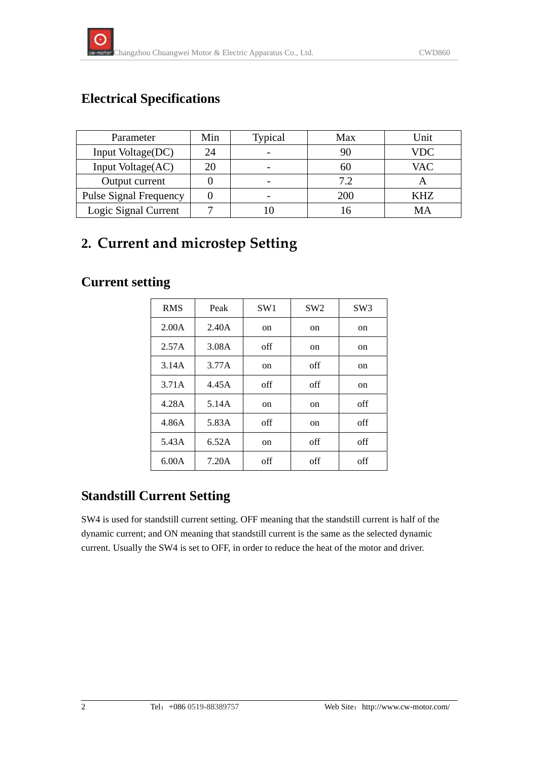## Electrical Specifications

| Parameter | Min | Typical | Max | Unit |
| --- | --- | --- | --- | --- |
| Input Voltage(DC) | 24 | - | 90 | VDC |
| Input Voltage(AC) | 20 | - | 60 | VAC |
| Output current | 0 | - | 7.2 | A |
| Pulse Signal Frequency | 0 | - | 200 | KHZ |
| Logic Signal Current | 7 | 10 | 16 | MA |

# 2. Current and microstep Setting

## Current setting

| RMS | Peak | SW1 | SW2 | SW3 |
| --- | --- | --- | --- | --- |
| 2.00A | 2.40A | on | on | on |
| 2.57A | 3.08A | off | on | on |
| 3.14A | 3.77A | on | off | on |
| 3.71A | 4.45A | off | off | on |
| 4.28A | 5.14A | on | on | off |
| 4.86A | 5.83A | off | on | off |
| 5.43A | 6.52A | on | off | off |
| 6.00A | 7.20A | off | off | off |

## Standstill Current Setting

SW4 is used for standstill current setting. OFF meaning that the standstill current is half of the dynamic current; and ON meaning that standstill current is the same as the selected dynamic current. Usually the SW4 is set to OFF, in order to reduce the heat of the motor and driver.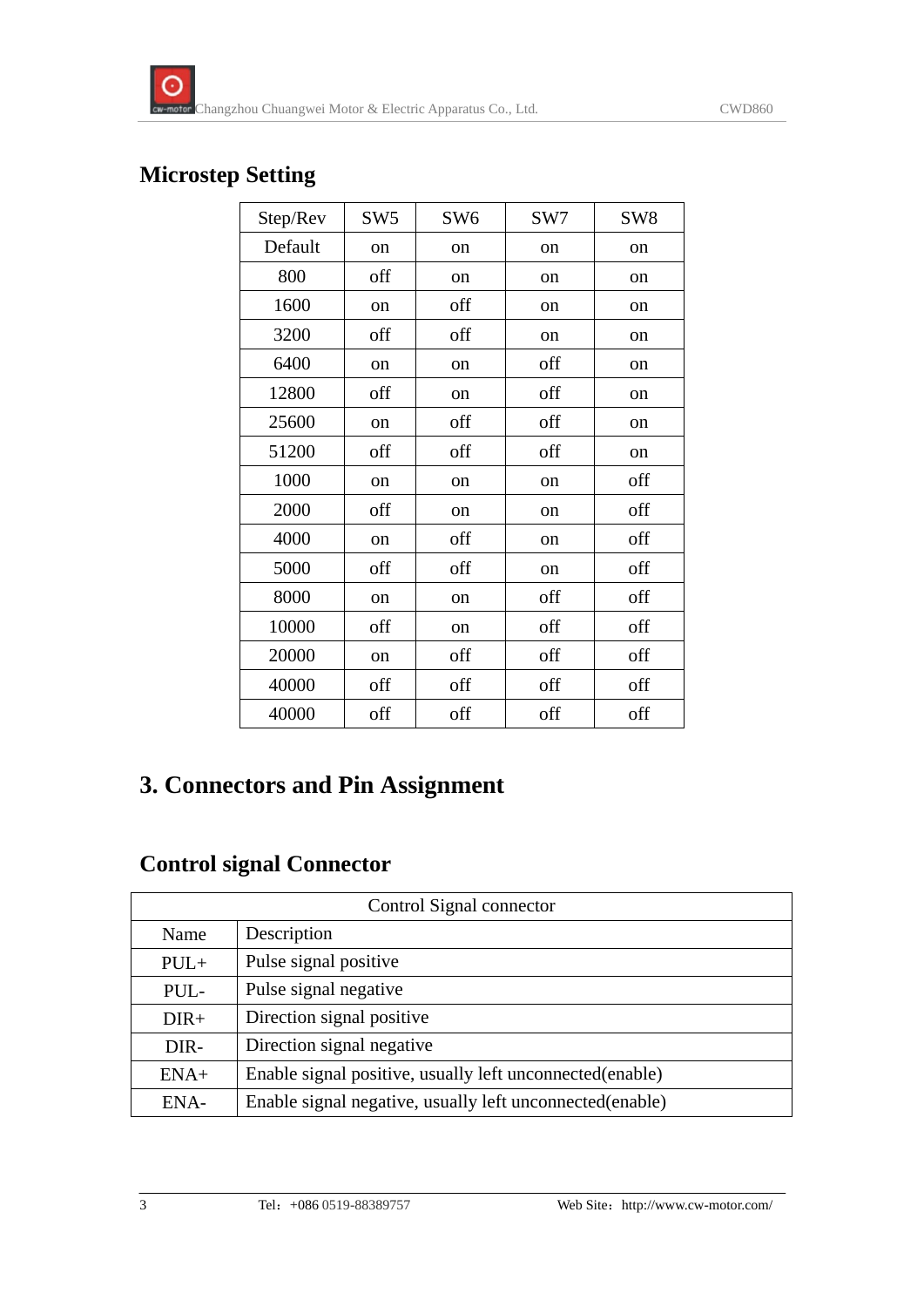## Microstep Setting

| Step/Rev | SW5 | SW6 | SW7 | SW8 |
|---|---|---|---|---|
| Default | on | on | on | on |
| 800 | off | on | on | on |
| 1600 | on | off | on | on |
| 3200 | off | off | on | on |
| 6400 | on | on | off | on |
| 12800 | off | on | off | on |
| 25600 | on | off | off | on |
| 51200 | off | off | off | on |
| 1000 | on | on | on | off |
| 2000 | off | on | on | off |
| 4000 | on | off | on | off |
| 5000 | off | off | on | off |
| 8000 | on | on | off | off |
| 10000 | off | on | off | off |
| 20000 | on | off | off | off |
| 40000 | off | off | off | off |
| 40000 | off | off | off | off |

# 3. Connectors and Pin Assignment

## Control signal Connector

| Control Signal connector | |
|---|---|
| Name | Description |
| PUL+ | Pulse signal positive |
| PUL- | Pulse signal negative |
| DIR+ | Direction signal positive |
| DIR- | Direction signal negative |
| ENA+ | Enable signal positive, usually left unconnected(enable) |
| ENA- | Enable signal negative, usually left unconnected(enable) |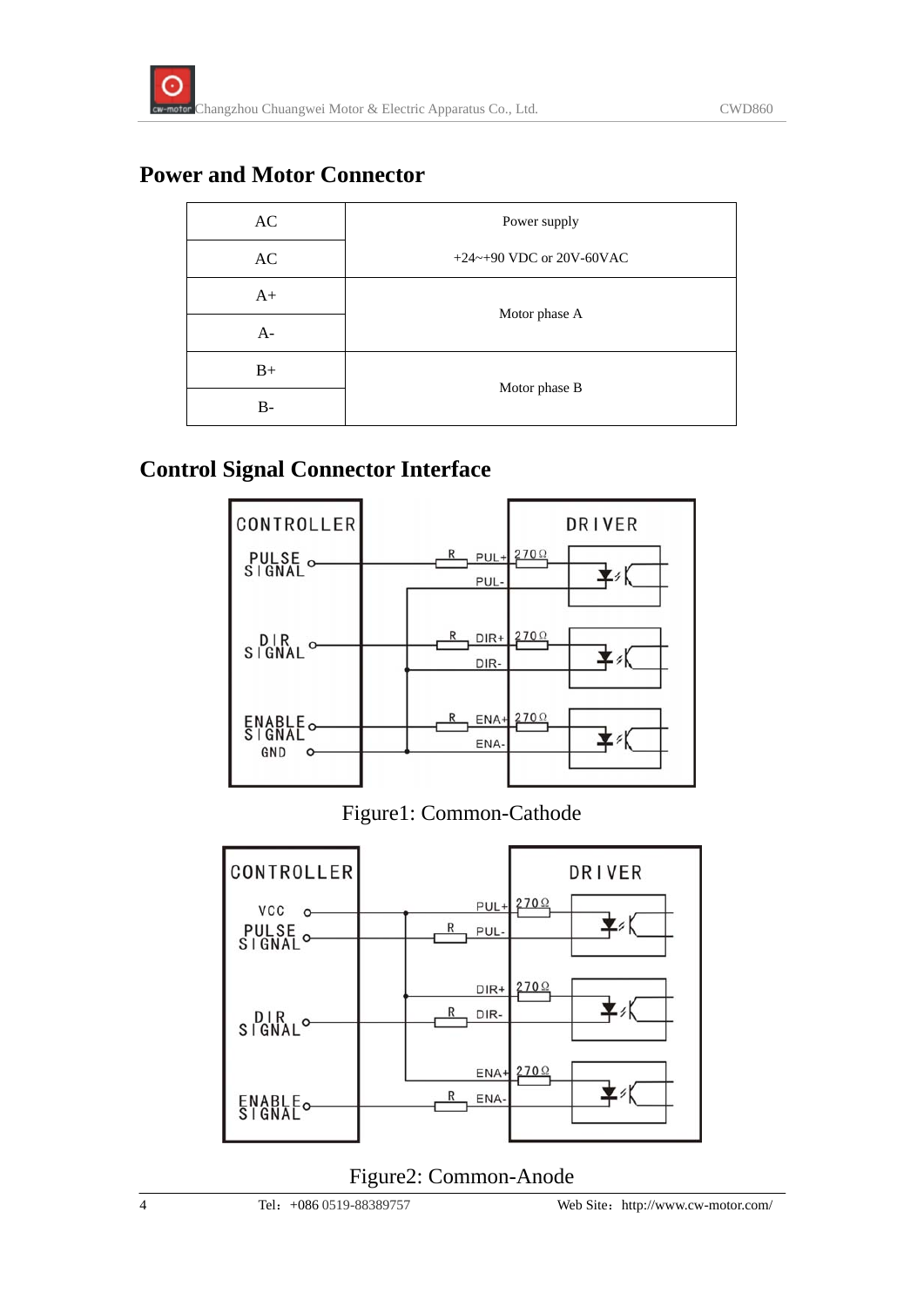## Power and Motor Connector

| | |
|---|---|
| AC | Power supply<br>+24~+90 VDC or 20V-60VAC |
| AC | |
| A+ | Motor phase A |
| A- | |
| B+ | Motor phase B |
| B- | |

## Control Signal Connector Interface

Figure1: Common-Cathode

Figure2: Common-Anode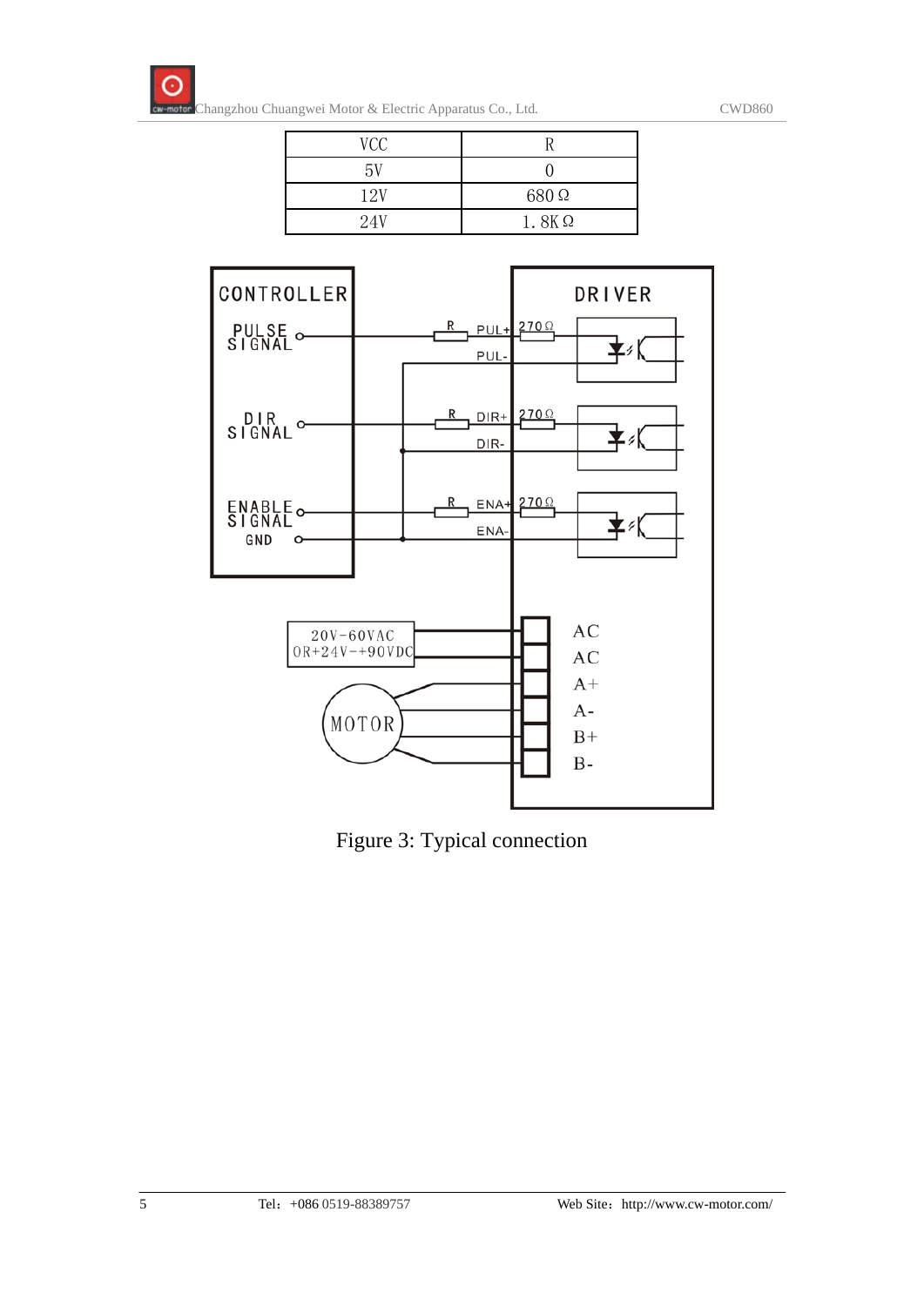| VCC | R |
|---|---|
| 5V | 0 |
| 12V | 680 Ω |
| 24V | 1. 8K Ω |

Figure 3: Typical connection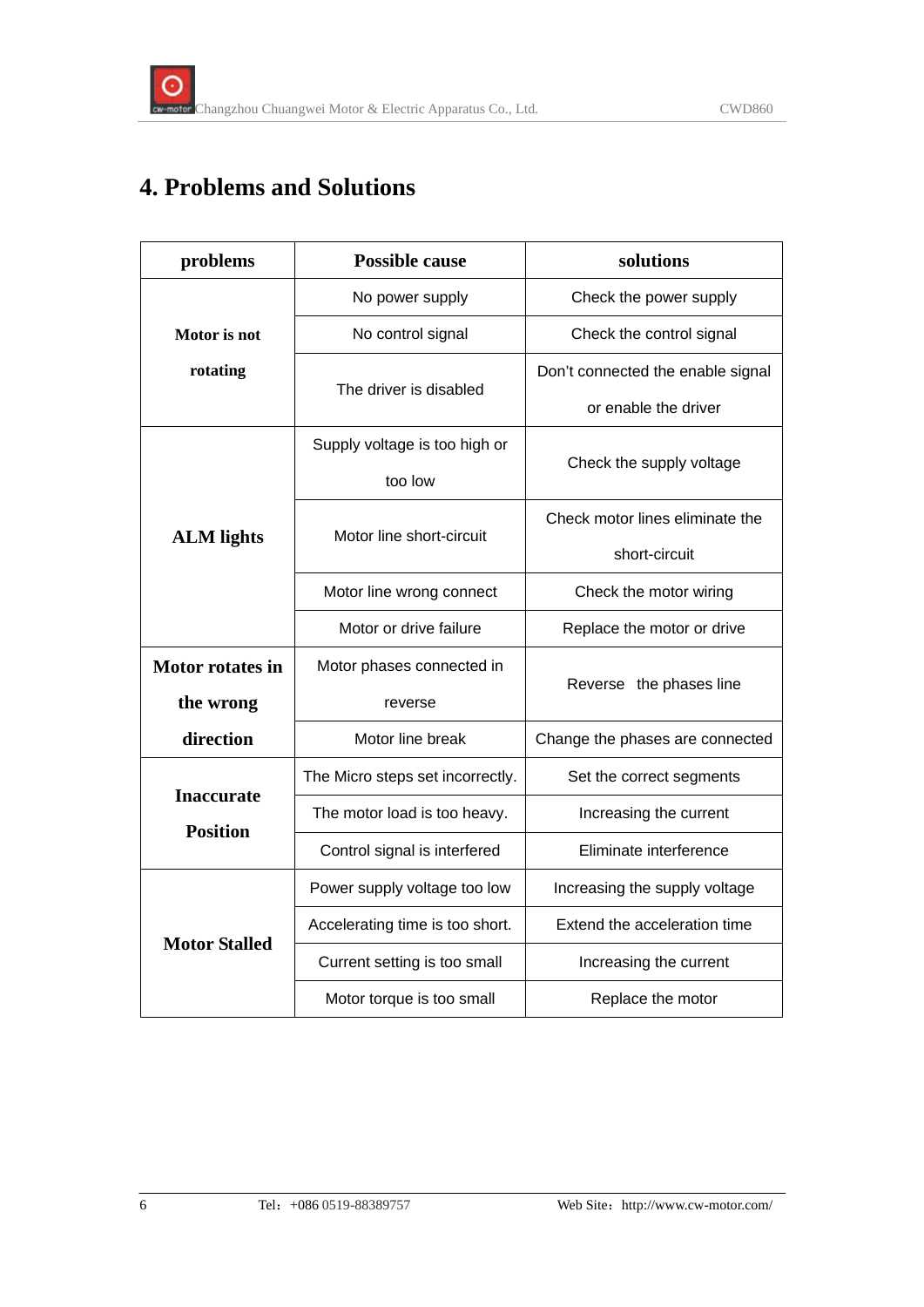# 4. Problems and Solutions

| problems | Possible cause | solutions |
| --- | --- | --- |
| Motor is not rotating | No power supply | Check the power supply |
| | No control signal | Check the control signal |
| | The driver is disabled | Don't connected the enable signal or enable the driver |
| ALM lights | Supply voltage is too high or too low | Check the supply voltage |
| | Motor line short-circuit | Check motor lines eliminate the short-circuit |
| | Motor line wrong connect | Check the motor wiring |
| | Motor or drive failure | Replace the motor or drive |
| Motor rotates in the wrong direction | Motor phases connected in reverse | Reverse the phases line |
| | Motor line break | Change the phases are connected |
| Inaccurate Position | The Micro steps set incorrectly. | Set the correct segments |
| | The motor load is too heavy. | Increasing the current |
| | Control signal is interfered | Eliminate interference |
| Motor Stalled | Power supply voltage too low | Increasing the supply voltage |
| | Accelerating time is too short. | Extend the acceleration time |
| | Current setting is too small | Increasing the current |
| | Motor torque is too small | Replace the motor |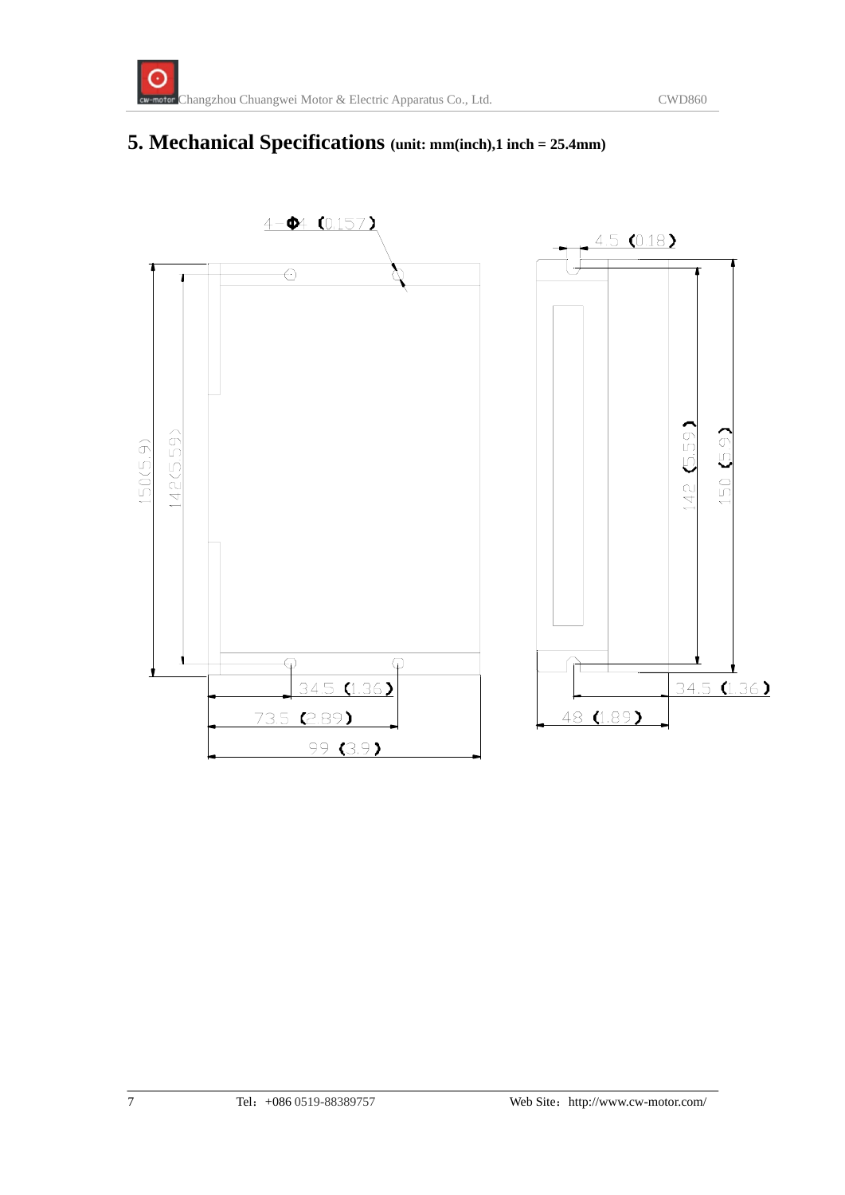## 5. Mechanical Specifications (unit: mm(inch),1 inch = 25.4mm)

4-Φ4 (0.157)

4.5 (0.18)

150(5.9)

142(5.59)

142 (5.59)

150 (5.9)

34.5 (1.36)

73.5 (2.89)

99 (3.9)

34.5 (1.36)

48 (1.89)